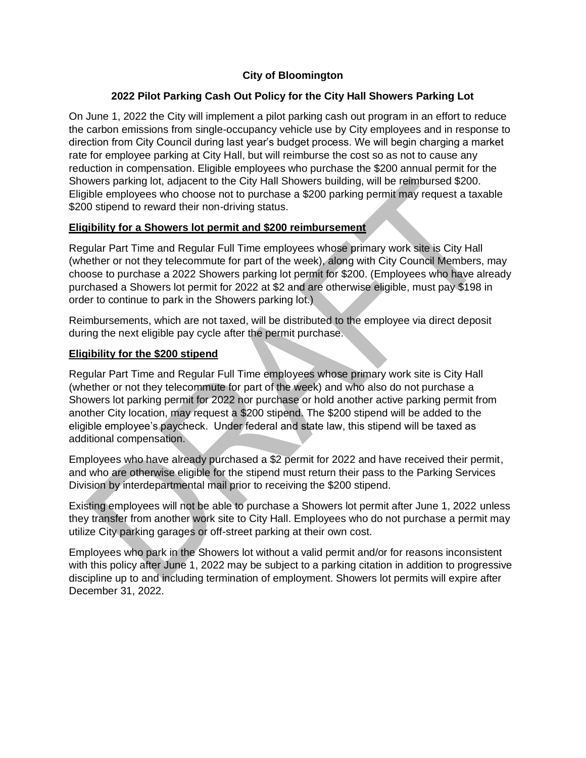**City of Bloomington**

**2022 Pilot Parking Cash Out Policy for the City Hall Showers Parking Lot**

On June 1, 2022 the City will implement a pilot parking cash out program in an effort to reduce the carbon emissions from single-occupancy vehicle use by City employees and in response to direction from City Council during last year's budget process. We will begin charging a market rate for employee parking at City Hall, but will reimburse the cost so as not to cause any reduction in compensation. Eligible employees who purchase the $200 annual permit for the Showers parking lot, adjacent to the City Hall Showers building, will be reimbursed $200. Eligible employees who choose not to purchase a $200 parking permit may request a taxable $200 stipend to reward their non-driving status.

**Eligibility for a Showers lot permit and $200 reimbursement**

Regular Part Time and Regular Full Time employees whose primary work site is City Hall (whether or not they telecommute for part of the week), along with City Council Members, may choose to purchase a 2022 Showers parking lot permit for $200. (Employees who have already purchased a Showers lot permit for 2022 at $2 and are otherwise eligible, must pay $198 in order to continue to park in the Showers parking lot.)

Reimbursements, which are not taxed, will be distributed to the employee via direct deposit during the next eligible pay cycle after the permit purchase.

**Eligibility for the $200 stipend**

Regular Part Time and Regular Full Time employees whose primary work site is City Hall (whether or not they telecommute for part of the week) and who also do not purchase a Showers lot parking permit for 2022 nor purchase or hold another active parking permit from another City location, may request a $200 stipend. The $200 stipend will be added to the eligible employee's paycheck. Under federal and state law, this stipend will be taxed as additional compensation.

Employees who have already purchased a $2 permit for 2022 and have received their permit, and who are otherwise eligible for the stipend must return their pass to the Parking Services Division by interdepartmental mail prior to receiving the $200 stipend.

Existing employees will not be able to purchase a Showers lot permit after June 1, 2022 unless they transfer from another work site to City Hall. Employees who do not purchase a permit may utilize City parking garages or off-street parking at their own cost.

Employees who park in the Showers lot without a valid permit and/or for reasons inconsistent with this policy after June 1, 2022 may be subject to a parking citation in addition to progressive discipline up to and including termination of employment. Showers lot permits will expire after December 31, 2022.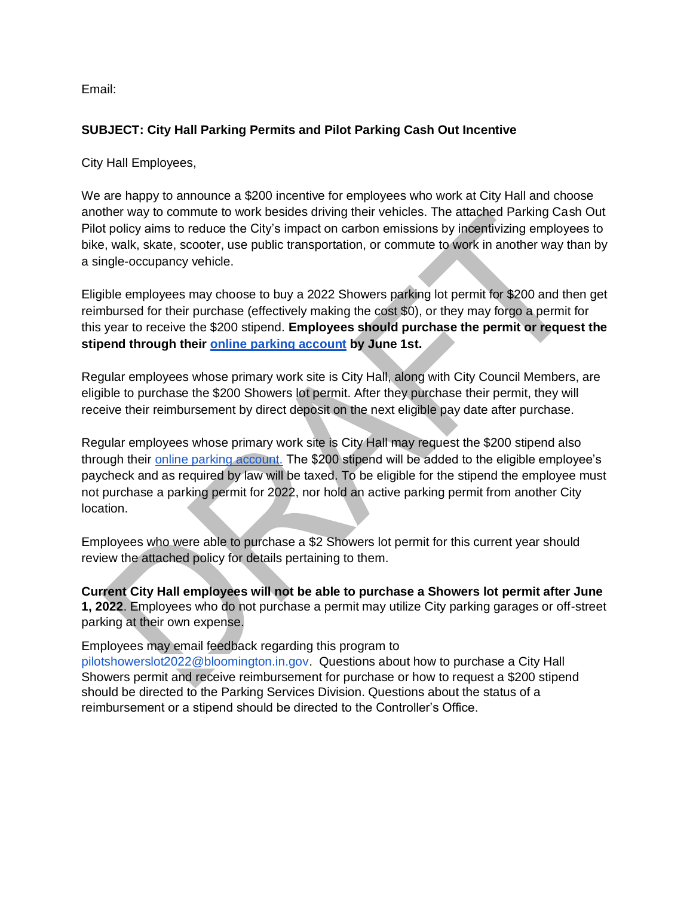Email:

**SUBJECT: City Hall Parking Permits and Pilot Parking Cash Out Incentive**

City Hall Employees,

We are happy to announce a $200 incentive for employees who work at City Hall and choose another way to commute to work besides driving their vehicles. The attached Parking Cash Out Pilot policy aims to reduce the City's impact on carbon emissions by incentivizing employees to bike, walk, skate, scooter, use public transportation, or commute to work in another way than by a single-occupancy vehicle.

Eligible employees may choose to buy a 2022 Showers parking lot permit for $200 and then get reimbursed for their purchase (effectively making the cost $0), or they may forgo a permit for this year to receive the $200 stipend. **Employees should purchase the permit or request the stipend through their online parking account by June 1st.**

Regular employees whose primary work site is City Hall, along with City Council Members, are eligible to purchase the $200 Showers lot permit. After they purchase their permit, they will receive their reimbursement by direct deposit on the next eligible pay date after purchase.

Regular employees whose primary work site is City Hall may request the $200 stipend also through their online parking account. The $200 stipend will be added to the eligible employee's paycheck and as required by law will be taxed. To be eligible for the stipend the employee must not purchase a parking permit for 2022, nor hold an active parking permit from another City location.

Employees who were able to purchase a $2 Showers lot permit for this current year should review the attached policy for details pertaining to them.

**Current City Hall employees will not be able to purchase a Showers lot permit after June 1, 2022**. Employees who do not purchase a permit may utilize City parking garages or off-street parking at their own expense.

Employees may email feedback regarding this program to pilotshowerslot2022@bloomington.in.gov. Questions about how to purchase a City Hall Showers permit and receive reimbursement for purchase or how to request a $200 stipend should be directed to the Parking Services Division. Questions about the status of a reimbursement or a stipend should be directed to the Controller's Office.